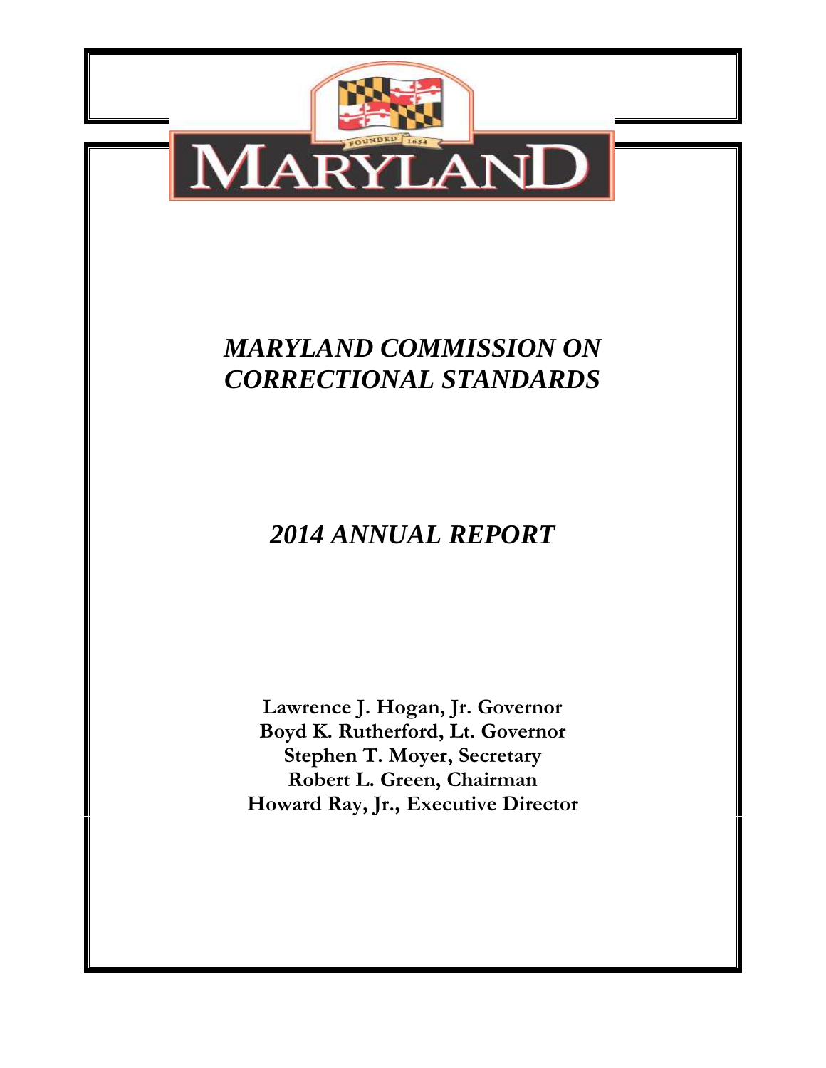# *MARYLAND COMMISSION ON CORRECTIONAL STANDARDS*

## *2014 ANNUAL REPORT*

**Lawrence J. Hogan, Jr. Governor**
**Boyd K. Rutherford, Lt. Governor**
**Stephen T. Moyer, Secretary**
**Robert L. Green, Chairman**
**Howard Ray, Jr., Executive Director**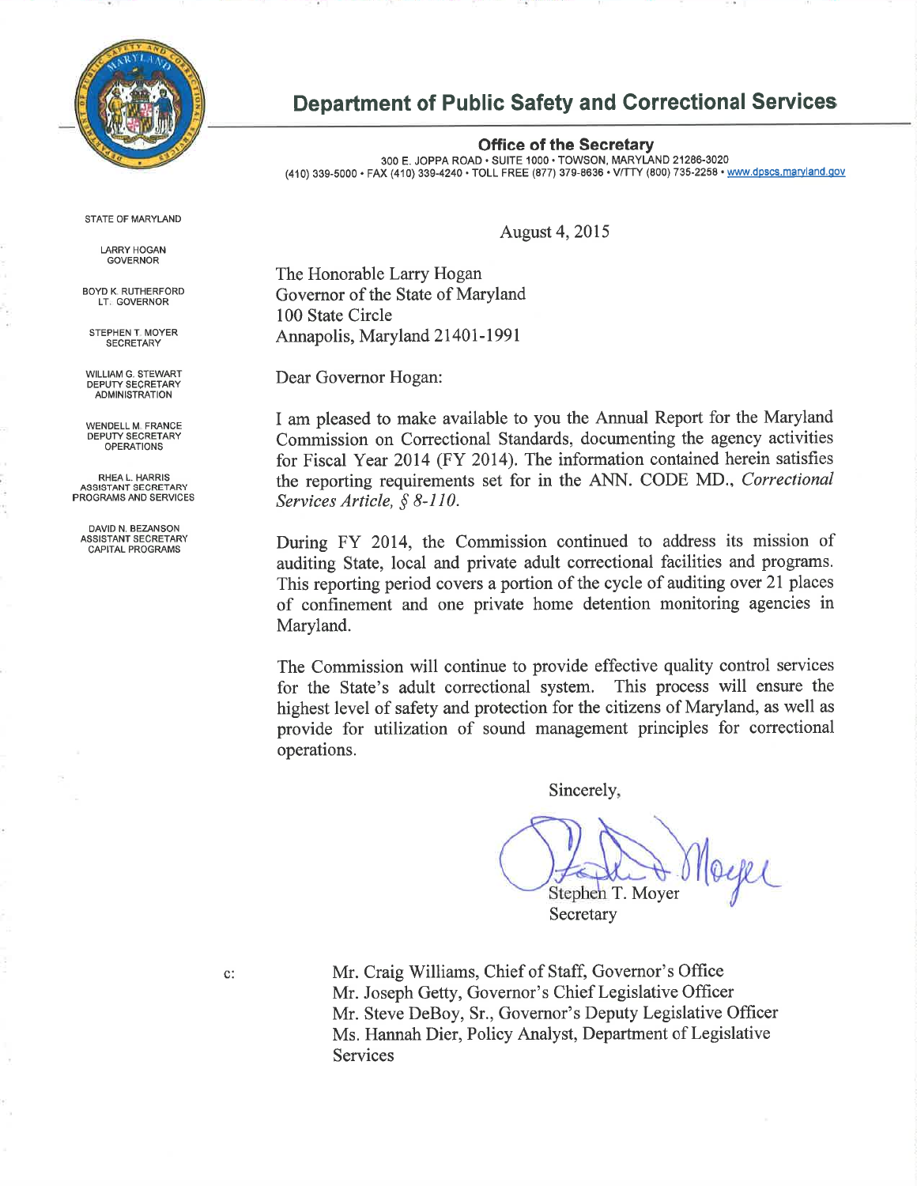# Department of Public Safety and Correctional Services

**Office of the Secretary**

300 E. JOPPA ROAD • SUITE 1000 • TOWSON, MARYLAND 21286-3020
(410) 339-5000 • FAX (410) 339-4240 • TOLL FREE (877) 379-8636 • V/TTY (800) 735-2258 • www.dpscs.maryland.gov

STATE OF MARYLAND

LARRY HOGAN
GOVERNOR

BOYD K. RUTHERFORD
LT. GOVERNOR

STEPHEN T. MOYER
SECRETARY

WILLIAM G. STEWART
DEPUTY SECRETARY
ADMINISTRATION

WENDELL M. FRANCE
DEPUTY SECRETARY
OPERATIONS

RHEA L. HARRIS
ASSISTANT SECRETARY
PROGRAMS AND SERVICES

DAVID N. BEZANSON
ASSISTANT SECRETARY
CAPITAL PROGRAMS

August 4, 2015

The Honorable Larry Hogan
Governor of the State of Maryland
100 State Circle
Annapolis, Maryland 21401-1991

Dear Governor Hogan:

I am pleased to make available to you the Annual Report for the Maryland Commission on Correctional Standards, documenting the agency activities for Fiscal Year 2014 (FY 2014). The information contained herein satisfies the reporting requirements set for in the ANN. CODE MD., *Correctional Services Article, § 8-110.*

During FY 2014, the Commission continued to address its mission of auditing State, local and private adult correctional facilities and programs. This reporting period covers a portion of the cycle of auditing over 21 places of confinement and one private home detention monitoring agencies in Maryland.

The Commission will continue to provide effective quality control services for the State's adult correctional system. This process will ensure the highest level of safety and protection for the citizens of Maryland, as well as provide for utilization of sound management principles for correctional operations.

Sincerely,

Stephen T. Moyer
Secretary

c: Mr. Craig Williams, Chief of Staff, Governor's Office
Mr. Joseph Getty, Governor's Chief Legislative Officer
Mr. Steve DeBoy, Sr., Governor's Deputy Legislative Officer
Ms. Hannah Dier, Policy Analyst, Department of Legislative Services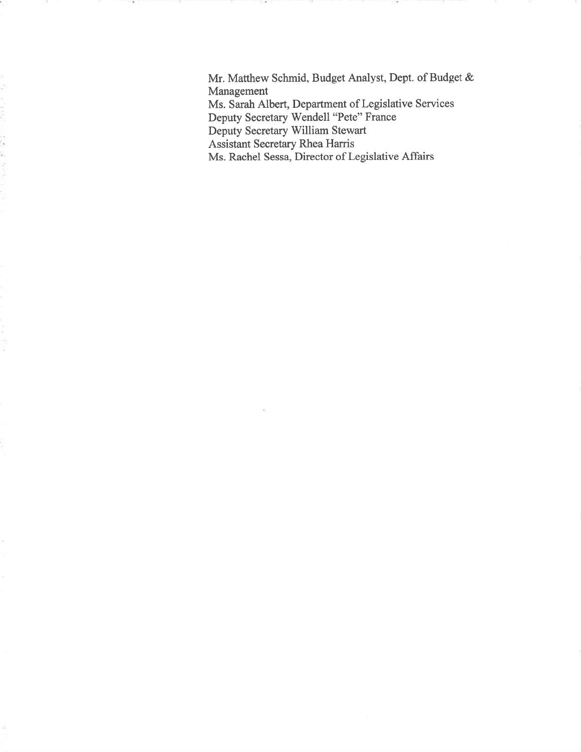Mr. Matthew Schmid, Budget Analyst, Dept. of Budget & Management
Ms. Sarah Albert, Department of Legislative Services
Deputy Secretary Wendell "Pete" France
Deputy Secretary William Stewart
Assistant Secretary Rhea Harris
Ms. Rachel Sessa, Director of Legislative Affairs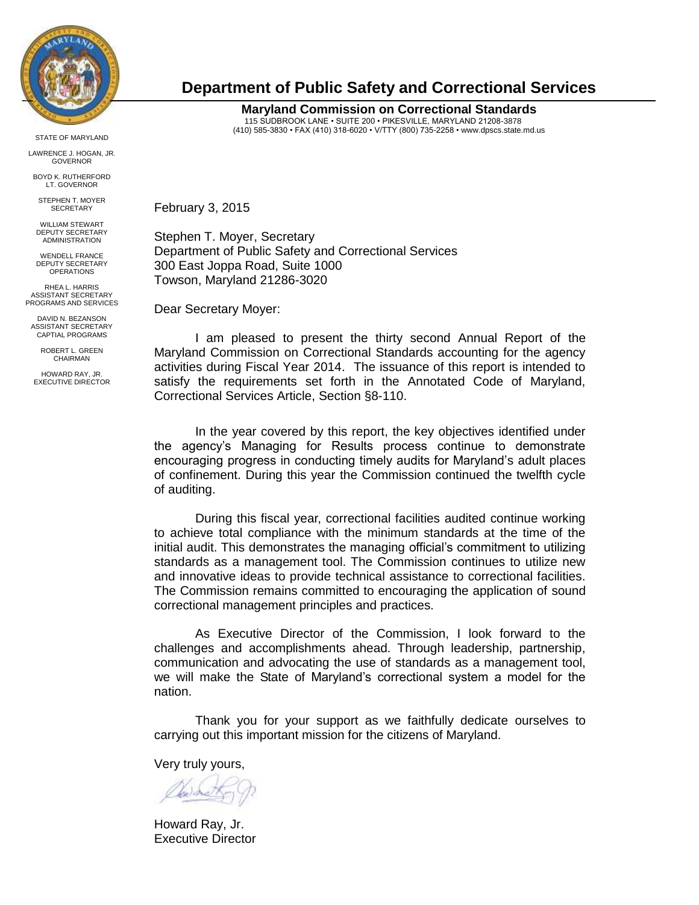# Department of Public Safety and Correctional Services

**Maryland Commission on Correctional Standards**
115 SUDBROOK LANE • SUITE 200 • PIKESVILLE, MARYLAND 21208-3878
(410) 585-3830 • FAX (410) 318-6020 • V/TTY (800) 735-2258 • www.dpscs.state.md.us

STATE OF MARYLAND

LAWRENCE J. HOGAN, JR.
GOVERNOR

BOYD K. RUTHERFORD
LT. GOVERNOR

STEPHEN T. MOYER
SECRETARY

WILLIAM STEWART
DEPUTY SECRETARY
ADMINISTRATION

WENDELL FRANCE
DEPUTY SECRETARY
OPERATIONS

RHEA L. HARRIS
ASSISTANT SECRETARY
PROGRAMS AND SERVICES

DAVID N. BEZANSON
ASSISTANT SECRETARY
CAPTIAL PROGRAMS

ROBERT L. GREEN
CHAIRMAN

HOWARD RAY, JR.
EXECUTIVE DIRECTOR

February 3, 2015

Stephen T. Moyer, Secretary
Department of Public Safety and Correctional Services
300 East Joppa Road, Suite 1000
Towson, Maryland 21286-3020

Dear Secretary Moyer:

I am pleased to present the thirty second Annual Report of the Maryland Commission on Correctional Standards accounting for the agency activities during Fiscal Year 2014. The issuance of this report is intended to satisfy the requirements set forth in the Annotated Code of Maryland, Correctional Services Article, Section §8-110.

In the year covered by this report, the key objectives identified under the agency's Managing for Results process continue to demonstrate encouraging progress in conducting timely audits for Maryland's adult places of confinement. During this year the Commission continued the twelfth cycle of auditing.

During this fiscal year, correctional facilities audited continue working to achieve total compliance with the minimum standards at the time of the initial audit. This demonstrates the managing official's commitment to utilizing standards as a management tool. The Commission continues to utilize new and innovative ideas to provide technical assistance to correctional facilities. The Commission remains committed to encouraging the application of sound correctional management principles and practices.

As Executive Director of the Commission, I look forward to the challenges and accomplishments ahead. Through leadership, partnership, communication and advocating the use of standards as a management tool, we will make the State of Maryland's correctional system a model for the nation.

Thank you for your support as we faithfully dedicate ourselves to carrying out this important mission for the citizens of Maryland.

Very truly yours,

Howard Ray, Jr.
Executive Director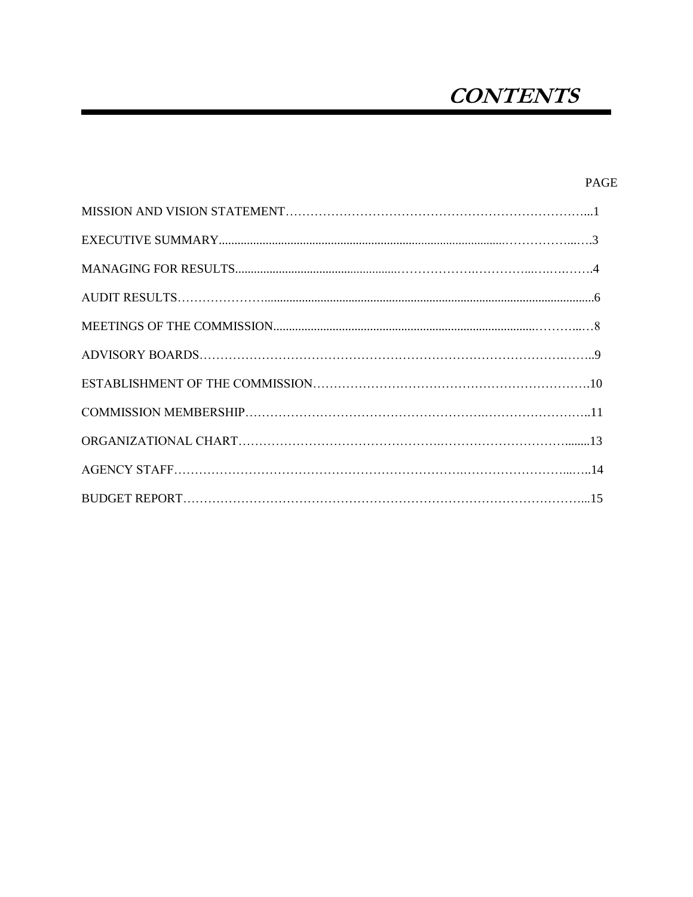# CONTENTS

| | PAGE |
|---|---|
| MISSION AND VISION STATEMENT | 1 |
| EXECUTIVE SUMMARY | 3 |
| MANAGING FOR RESULTS | 4 |
| AUDIT RESULTS | 6 |
| MEETINGS OF THE COMMISSION | 8 |
| ADVISORY BOARDS | 9 |
| ESTABLISHMENT OF THE COMMISSION | 10 |
| COMMISSION MEMBERSHIP | 11 |
| ORGANIZATIONAL CHART | 13 |
| AGENCY STAFF | 14 |
| BUDGET REPORT | 15 |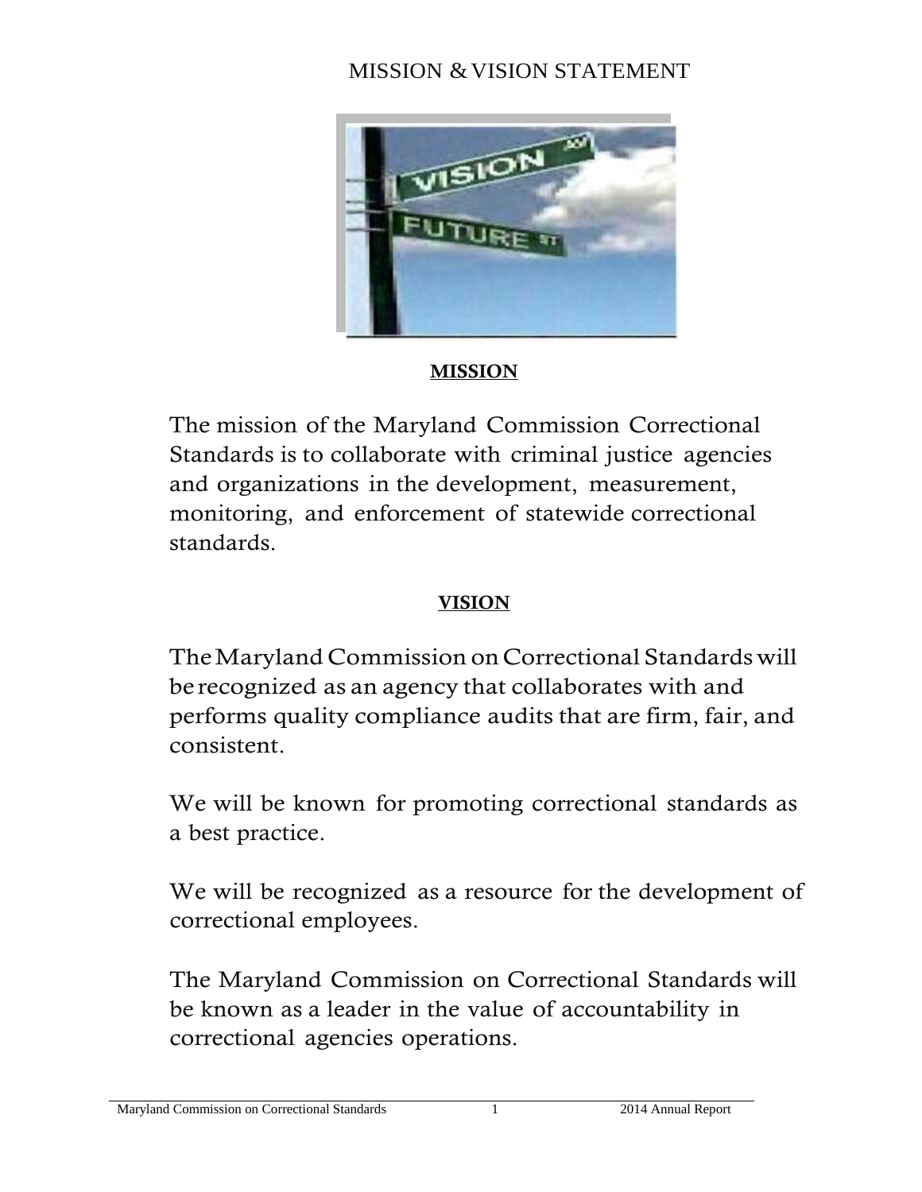# MISSION & VISION STATEMENT

## MISSION

The mission of the Maryland Commission Correctional Standards is to collaborate with criminal justice agencies and organizations in the development, measurement, monitoring, and enforcement of statewide correctional standards.

## VISION

The Maryland Commission on Correctional Standards will be recognized as an agency that collaborates with and performs quality compliance audits that are firm, fair, and consistent.

We will be known for promoting correctional standards as a best practice.

We will be recognized as a resource for the development of correctional employees.

The Maryland Commission on Correctional Standards will be known as a leader in the value of accountability in correctional agencies operations.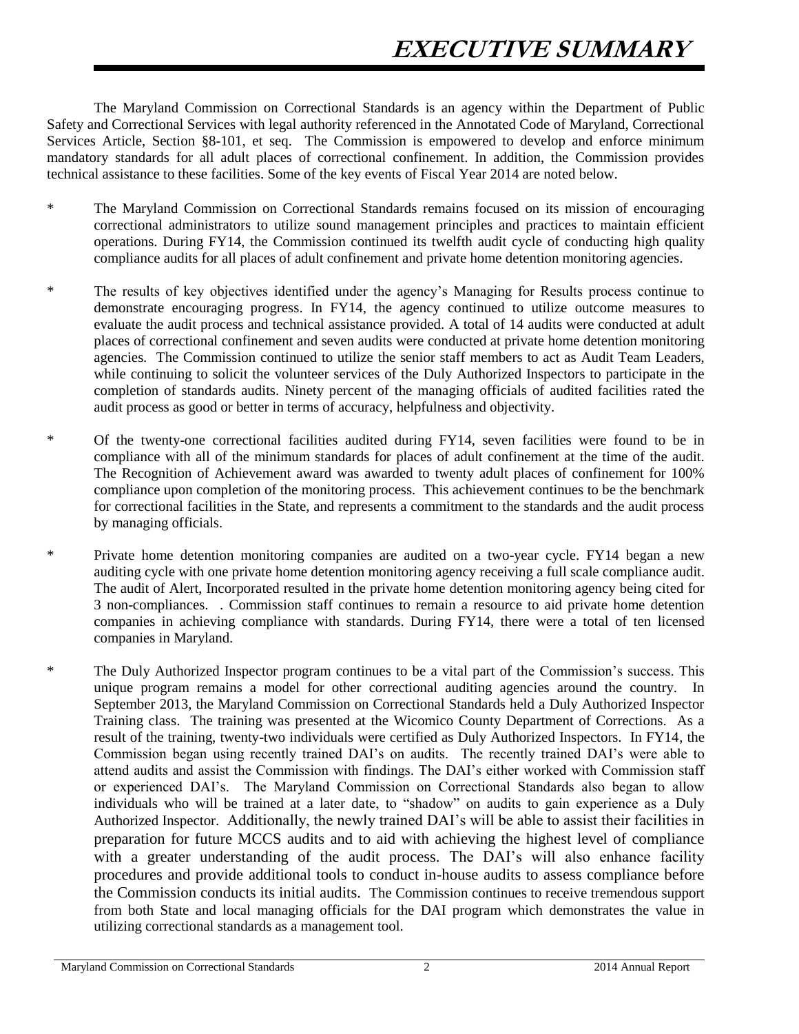# EXECUTIVE SUMMARY

The Maryland Commission on Correctional Standards is an agency within the Department of Public Safety and Correctional Services with legal authority referenced in the Annotated Code of Maryland, Correctional Services Article, Section §8-101, et seq. The Commission is empowered to develop and enforce minimum mandatory standards for all adult places of correctional confinement. In addition, the Commission provides technical assistance to these facilities. Some of the key events of Fiscal Year 2014 are noted below.

* The Maryland Commission on Correctional Standards remains focused on its mission of encouraging correctional administrators to utilize sound management principles and practices to maintain efficient operations. During FY14, the Commission continued its twelfth audit cycle of conducting high quality compliance audits for all places of adult confinement and private home detention monitoring agencies.

* The results of key objectives identified under the agency's Managing for Results process continue to demonstrate encouraging progress. In FY14, the agency continued to utilize outcome measures to evaluate the audit process and technical assistance provided. A total of 14 audits were conducted at adult places of correctional confinement and seven audits were conducted at private home detention monitoring agencies. The Commission continued to utilize the senior staff members to act as Audit Team Leaders, while continuing to solicit the volunteer services of the Duly Authorized Inspectors to participate in the completion of standards audits. Ninety percent of the managing officials of audited facilities rated the audit process as good or better in terms of accuracy, helpfulness and objectivity.

* Of the twenty-one correctional facilities audited during FY14, seven facilities were found to be in compliance with all of the minimum standards for places of adult confinement at the time of the audit. The Recognition of Achievement award was awarded to twenty adult places of confinement for 100% compliance upon completion of the monitoring process. This achievement continues to be the benchmark for correctional facilities in the State, and represents a commitment to the standards and the audit process by managing officials.

* Private home detention monitoring companies are audited on a two-year cycle. FY14 began a new auditing cycle with one private home detention monitoring agency receiving a full scale compliance audit. The audit of Alert, Incorporated resulted in the private home detention monitoring agency being cited for 3 non-compliances. . Commission staff continues to remain a resource to aid private home detention companies in achieving compliance with standards. During FY14, there were a total of ten licensed companies in Maryland.

* The Duly Authorized Inspector program continues to be a vital part of the Commission's success. This unique program remains a model for other correctional auditing agencies around the country. In September 2013, the Maryland Commission on Correctional Standards held a Duly Authorized Inspector Training class. The training was presented at the Wicomico County Department of Corrections. As a result of the training, twenty-two individuals were certified as Duly Authorized Inspectors. In FY14, the Commission began using recently trained DAI's on audits. The recently trained DAI's were able to attend audits and assist the Commission with findings. The DAI's either worked with Commission staff or experienced DAI's. The Maryland Commission on Correctional Standards also began to allow individuals who will be trained at a later date, to "shadow" on audits to gain experience as a Duly Authorized Inspector. Additionally, the newly trained DAI's will be able to assist their facilities in preparation for future MCCS audits and to aid with achieving the highest level of compliance with a greater understanding of the audit process. The DAI's will also enhance facility procedures and provide additional tools to conduct in-house audits to assess compliance before the Commission conducts its initial audits. The Commission continues to receive tremendous support from both State and local managing officials for the DAI program which demonstrates the value in utilizing correctional standards as a management tool.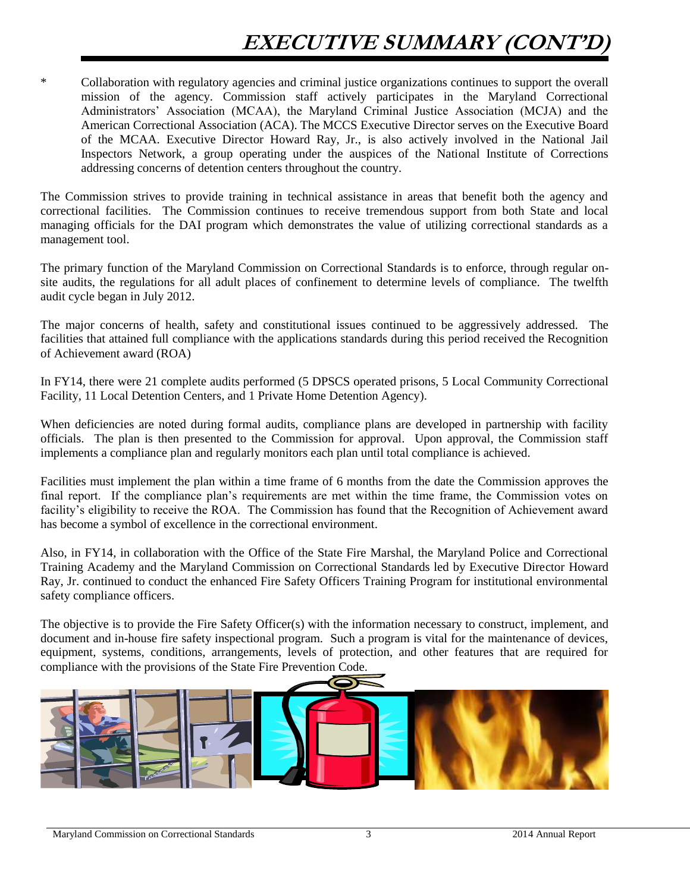# EXECUTIVE SUMMARY (CONT'D)

\* Collaboration with regulatory agencies and criminal justice organizations continues to support the overall mission of the agency. Commission staff actively participates in the Maryland Correctional Administrators' Association (MCAA), the Maryland Criminal Justice Association (MCJA) and the American Correctional Association (ACA). The MCCS Executive Director serves on the Executive Board of the MCAA. Executive Director Howard Ray, Jr., is also actively involved in the National Jail Inspectors Network, a group operating under the auspices of the National Institute of Corrections addressing concerns of detention centers throughout the country.

The Commission strives to provide training in technical assistance in areas that benefit both the agency and correctional facilities. The Commission continues to receive tremendous support from both State and local managing officials for the DAI program which demonstrates the value of utilizing correctional standards as a management tool.

The primary function of the Maryland Commission on Correctional Standards is to enforce, through regular on-site audits, the regulations for all adult places of confinement to determine levels of compliance. The twelfth audit cycle began in July 2012.

The major concerns of health, safety and constitutional issues continued to be aggressively addressed. The facilities that attained full compliance with the applications standards during this period received the Recognition of Achievement award (ROA)

In FY14, there were 21 complete audits performed (5 DPSCS operated prisons, 5 Local Community Correctional Facility, 11 Local Detention Centers, and 1 Private Home Detention Agency).

When deficiencies are noted during formal audits, compliance plans are developed in partnership with facility officials. The plan is then presented to the Commission for approval. Upon approval, the Commission staff implements a compliance plan and regularly monitors each plan until total compliance is achieved.

Facilities must implement the plan within a time frame of 6 months from the date the Commission approves the final report. If the compliance plan's requirements are met within the time frame, the Commission votes on facility's eligibility to receive the ROA. The Commission has found that the Recognition of Achievement award has become a symbol of excellence in the correctional environment.

Also, in FY14, in collaboration with the Office of the State Fire Marshal, the Maryland Police and Correctional Training Academy and the Maryland Commission on Correctional Standards led by Executive Director Howard Ray, Jr. continued to conduct the enhanced Fire Safety Officers Training Program for institutional environmental safety compliance officers.

The objective is to provide the Fire Safety Officer(s) with the information necessary to construct, implement, and document and in-house fire safety inspectional program. Such a program is vital for the maintenance of devices, equipment, systems, conditions, arrangements, levels of protection, and other features that are required for compliance with the provisions of the State Fire Prevention Code.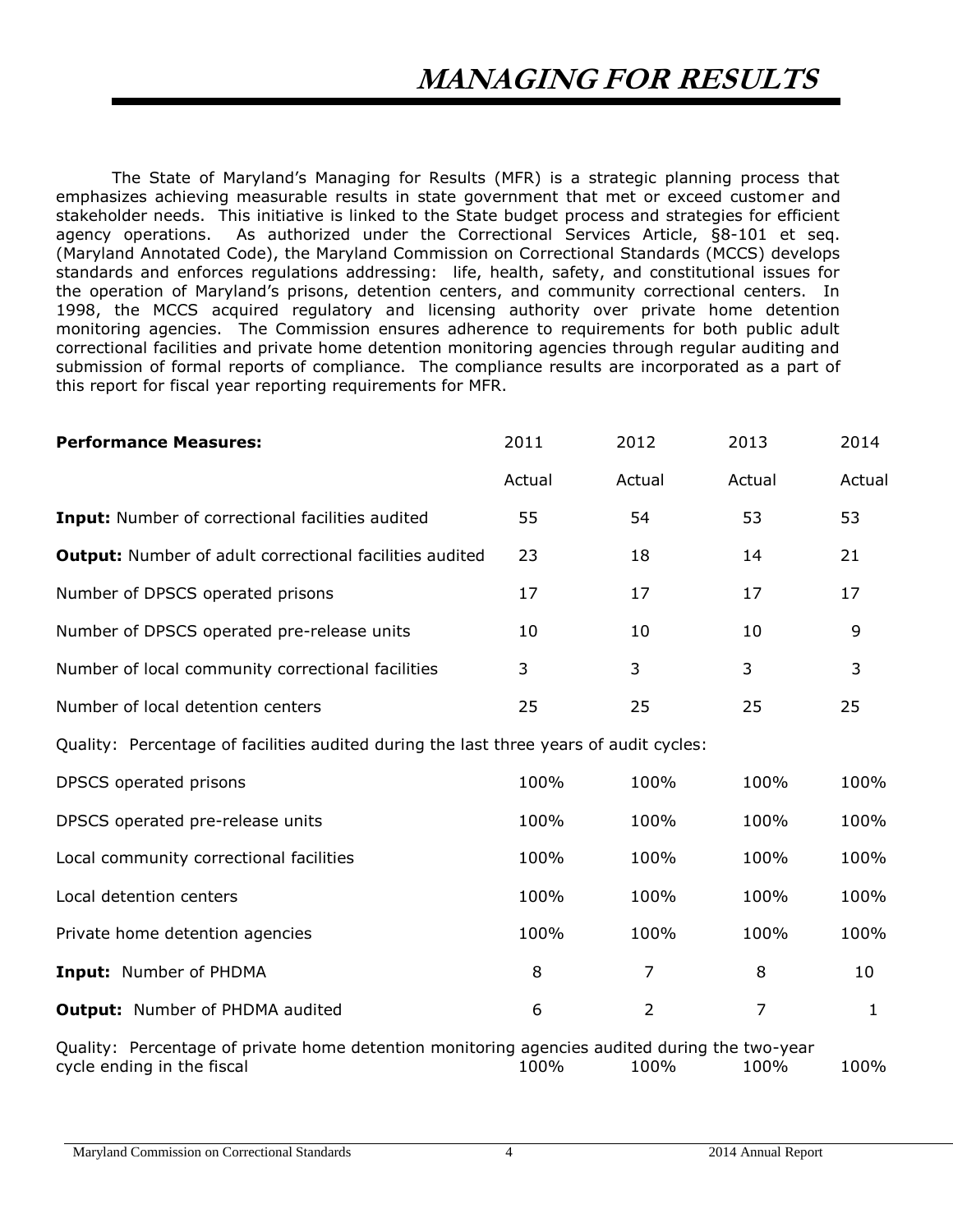# MANAGING FOR RESULTS

The State of Maryland's Managing for Results (MFR) is a strategic planning process that emphasizes achieving measurable results in state government that met or exceed customer and stakeholder needs. This initiative is linked to the State budget process and strategies for efficient agency operations. As authorized under the Correctional Services Article, §8-101 et seq. (Maryland Annotated Code), the Maryland Commission on Correctional Standards (MCCS) develops standards and enforces regulations addressing: life, health, safety, and constitutional issues for the operation of Maryland's prisons, detention centers, and community correctional centers. In 1998, the MCCS acquired regulatory and licensing authority over private home detention monitoring agencies. The Commission ensures adherence to requirements for both public adult correctional facilities and private home detention monitoring agencies through regular auditing and submission of formal reports of compliance. The compliance results are incorporated as a part of this report for fiscal year reporting requirements for MFR.

| **Performance Measures:** | 2011 | 2012 | 2013 | 2014 |
|---|---|---|---|---|
| | Actual | Actual | Actual | Actual |
| **Input:** Number of correctional facilities audited | 55 | 54 | 53 | 53 |
| **Output:** Number of adult correctional facilities audited | 23 | 18 | 14 | 21 |
| Number of DPSCS operated prisons | 17 | 17 | 17 | 17 |
| Number of DPSCS operated pre-release units | 10 | 10 | 10 | 9 |
| Number of local community correctional facilities | 3 | 3 | 3 | 3 |
| Number of local detention centers | 25 | 25 | 25 | 25 |
| Quality: Percentage of facilities audited during the last three years of audit cycles: | | | | |
| DPSCS operated prisons | 100% | 100% | 100% | 100% |
| DPSCS operated pre-release units | 100% | 100% | 100% | 100% |
| Local community correctional facilities | 100% | 100% | 100% | 100% |
| Local detention centers | 100% | 100% | 100% | 100% |
| Private home detention agencies | 100% | 100% | 100% | 100% |
| **Input:** Number of PHDMA | 8 | 7 | 8 | 10 |
| **Output:** Number of PHDMA audited | 6 | 2 | 7 | 1 |
| Quality: Percentage of private home detention monitoring agencies audited during the two-year cycle ending in the fiscal | 100% | 100% | 100% | 100% |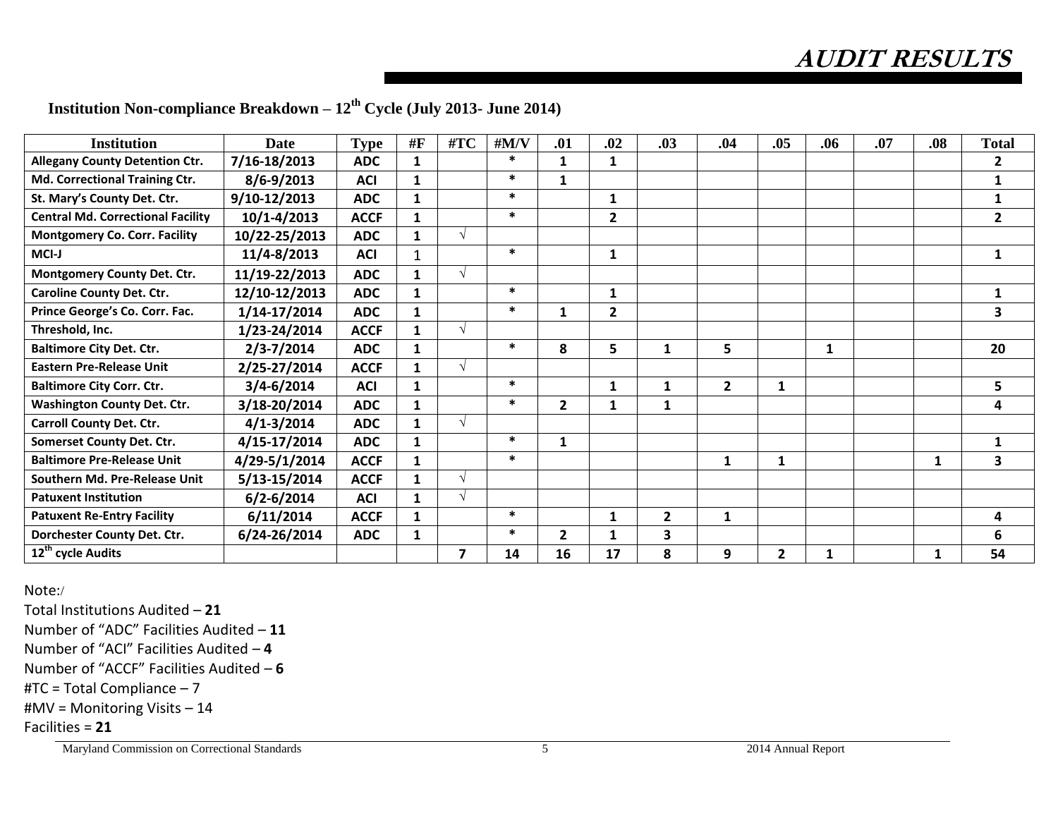# AUDIT RESULTS

## Institution Non-compliance Breakdown – 12th Cycle (July 2013- June 2014)

| Institution | Date | Type | #F | #TC | #M/V | .01 | .02 | .03 | .04 | .05 | .06 | .07 | .08 | Total |
|---|---|---|---|---|---|---|---|---|---|---|---|---|---|---|
| Allegany County Detention Ctr. | 7/16-18/2013 | ADC | 1 | | * | 1 | 1 | | | | | | | 2 |
| Md. Correctional Training Ctr. | 8/6-9/2013 | ACI | 1 | | * | 1 | | | | | | | | 1 |
| St. Mary's County Det. Ctr. | 9/10-12/2013 | ADC | 1 | | * | | 1 | | | | | | | 1 |
| Central Md. Correctional Facility | 10/1-4/2013 | ACCF | 1 | | * | | 2 | | | | | | | 2 |
| Montgomery Co. Corr. Facility | 10/22-25/2013 | ADC | 1 | √ | | | | | | | | | | |
| MCI-J | 11/4-8/2013 | ACI | 1 | | * | | 1 | | | | | | | 1 |
| Montgomery County Det. Ctr. | 11/19-22/2013 | ADC | 1 | √ | | | | | | | | | | |
| Caroline County Det. Ctr. | 12/10-12/2013 | ADC | 1 | | * | | 1 | | | | | | | 1 |
| Prince George's Co. Corr. Fac. | 1/14-17/2014 | ADC | 1 | | * | 1 | 2 | | | | | | | 3 |
| Threshold, Inc. | 1/23-24/2014 | ACCF | 1 | √ | | | | | | | | | | |
| Baltimore City Det. Ctr. | 2/3-7/2014 | ADC | 1 | | * | 8 | 5 | 1 | 5 | | 1 | | | 20 |
| Eastern Pre-Release Unit | 2/25-27/2014 | ACCF | 1 | √ | | | | | | | | | | |
| Baltimore City Corr. Ctr. | 3/4-6/2014 | ACI | 1 | | * | | 1 | 1 | 2 | 1 | | | | 5 |
| Washington County Det. Ctr. | 3/18-20/2014 | ADC | 1 | | * | 2 | 1 | 1 | | | | | | 4 |
| Carroll County Det. Ctr. | 4/1-3/2014 | ADC | 1 | √ | | | | | | | | | | |
| Somerset County Det. Ctr. | 4/15-17/2014 | ADC | 1 | | * | 1 | | | | | | | | 1 |
| Baltimore Pre-Release Unit | 4/29-5/1/2014 | ACCF | 1 | | * | | | | 1 | 1 | | | 1 | 3 |
| Southern Md. Pre-Release Unit | 5/13-15/2014 | ACCF | 1 | √ | | | | | | | | | | |
| Patuxent Institution | 6/2-6/2014 | ACI | 1 | √ | | | | | | | | | | |
| Patuxent Re-Entry Facility | 6/11/2014 | ACCF | 1 | | * | | 1 | 2 | 1 | | | | | 4 |
| Dorchester County Det. Ctr. | 6/24-26/2014 | ADC | 1 | | * | 2 | 1 | 3 | | | | | | 6 |
| 12th cycle Audits | | | | 7 | 14 | 16 | 17 | 8 | 9 | 2 | 1 | | 1 | 54 |

Note:/

Total Institutions Audited – **21**

Number of "ADC" Facilities Audited – **11**

Number of "ACI" Facilities Audited – **4**

Number of "ACCF" Facilities Audited – **6**

#TC = Total Compliance – 7

#MV = Monitoring Visits – 14

Facilities = **21**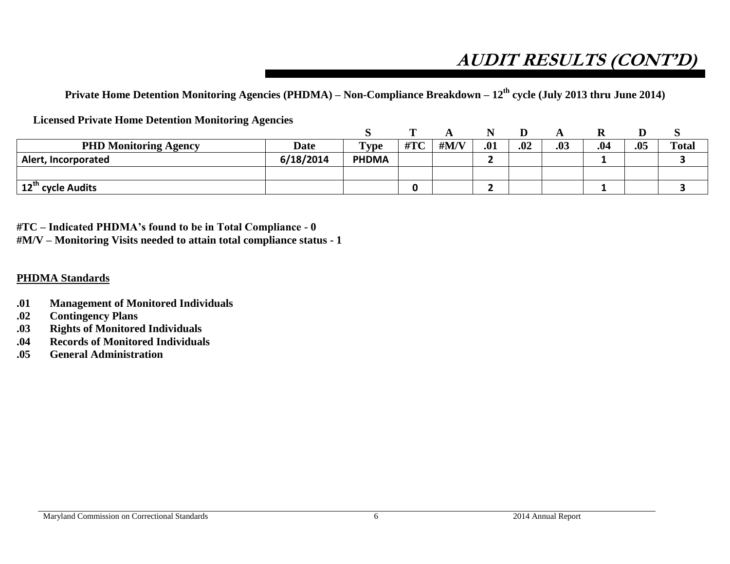# AUDIT RESULTS (CONT'D)

**Private Home Detention Monitoring Agencies (PHDMA) – Non-Compliance Breakdown – 12th cycle (July 2013 thru June 2014)**

**Licensed Private Home Detention Monitoring Agencies**

| | | S | T | A | N | D | A | R | D | S |
|---|---|---|---|---|---|---|---|---|---|---|
| **PHD Monitoring Agency** | **Date** | **Type** | **#TC** | **#M/V** | **.01** | **.02** | **.03** | **.04** | **.05** | **Total** |
| **Alert, Incorporated** | **6/18/2014** | **PHDMA** | | | **2** | | | **1** | | **3** |
| | | | | | | | | | | |
| **12th cycle Audits** | | | **0** | | **2** | | | **1** | | **3** |

**#TC – Indicated PHDMA's found to be in Total Compliance - 0**
**#M/V – Monitoring Visits needed to attain total compliance status - 1**

**PHDMA Standards**

- **.01 Management of Monitored Individuals**
- **.02 Contingency Plans**
- **.03 Rights of Monitored Individuals**
- **.04 Records of Monitored Individuals**
- **.05 General Administration**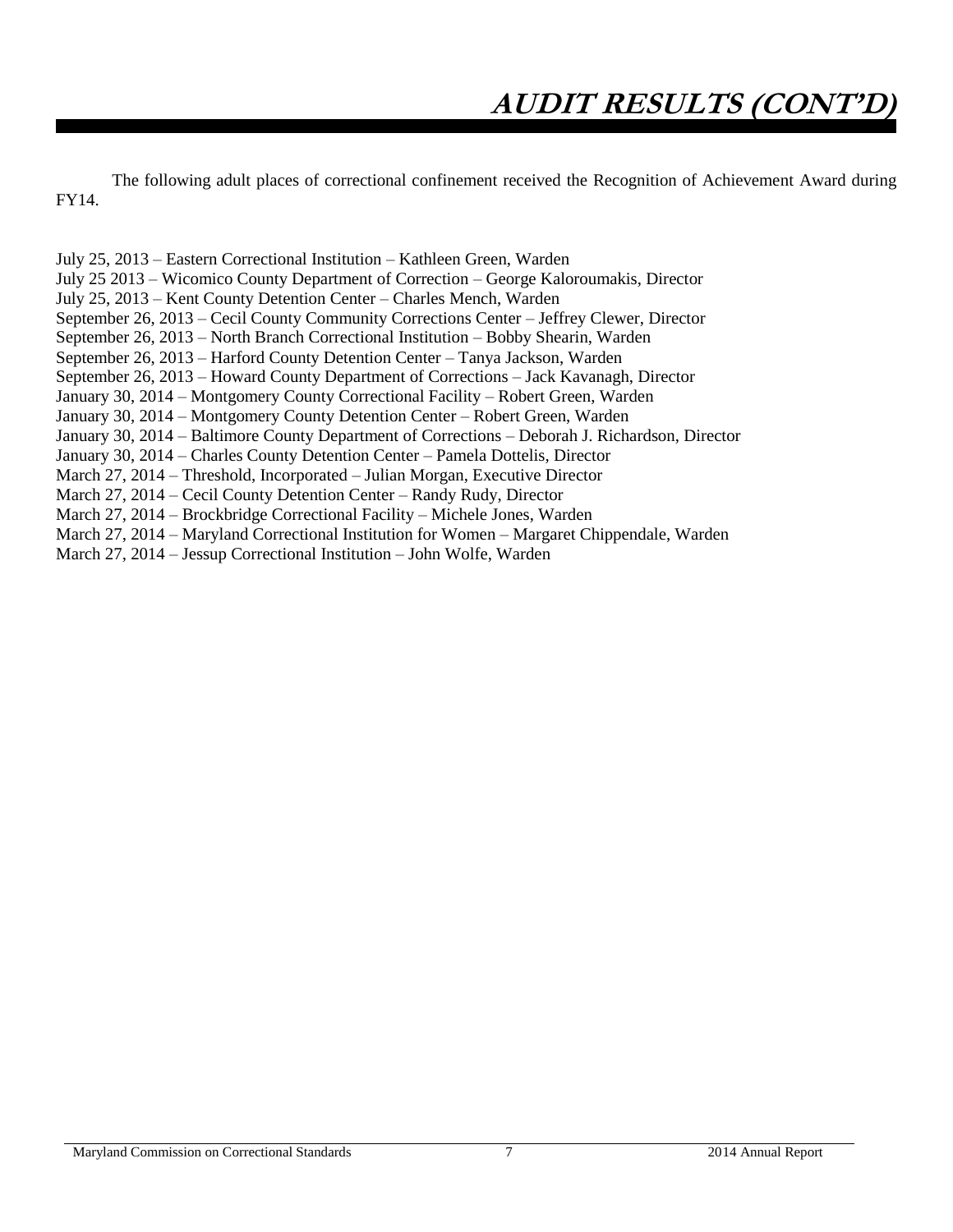# AUDIT RESULTS (CONT'D)

The following adult places of correctional confinement received the Recognition of Achievement Award during FY14.

July 25, 2013 – Eastern Correctional Institution – Kathleen Green, Warden
July 25 2013 – Wicomico County Department of Correction – George Kaloroumakis, Director
July 25, 2013 – Kent County Detention Center – Charles Mench, Warden
September 26, 2013 – Cecil County Community Corrections Center – Jeffrey Clewer, Director
September 26, 2013 – North Branch Correctional Institution – Bobby Shearin, Warden
September 26, 2013 – Harford County Detention Center – Tanya Jackson, Warden
September 26, 2013 – Howard County Department of Corrections – Jack Kavanagh, Director
January 30, 2014 – Montgomery County Correctional Facility – Robert Green, Warden
January 30, 2014 – Montgomery County Detention Center – Robert Green, Warden
January 30, 2014 – Baltimore County Department of Corrections – Deborah J. Richardson, Director
January 30, 2014 – Charles County Detention Center – Pamela Dottelis, Director
March 27, 2014 – Threshold, Incorporated – Julian Morgan, Executive Director
March 27, 2014 – Cecil County Detention Center – Randy Rudy, Director
March 27, 2014 – Brockbridge Correctional Facility – Michele Jones, Warden
March 27, 2014 – Maryland Correctional Institution for Women – Margaret Chippendale, Warden
March 27, 2014 – Jessup Correctional Institution – John Wolfe, Warden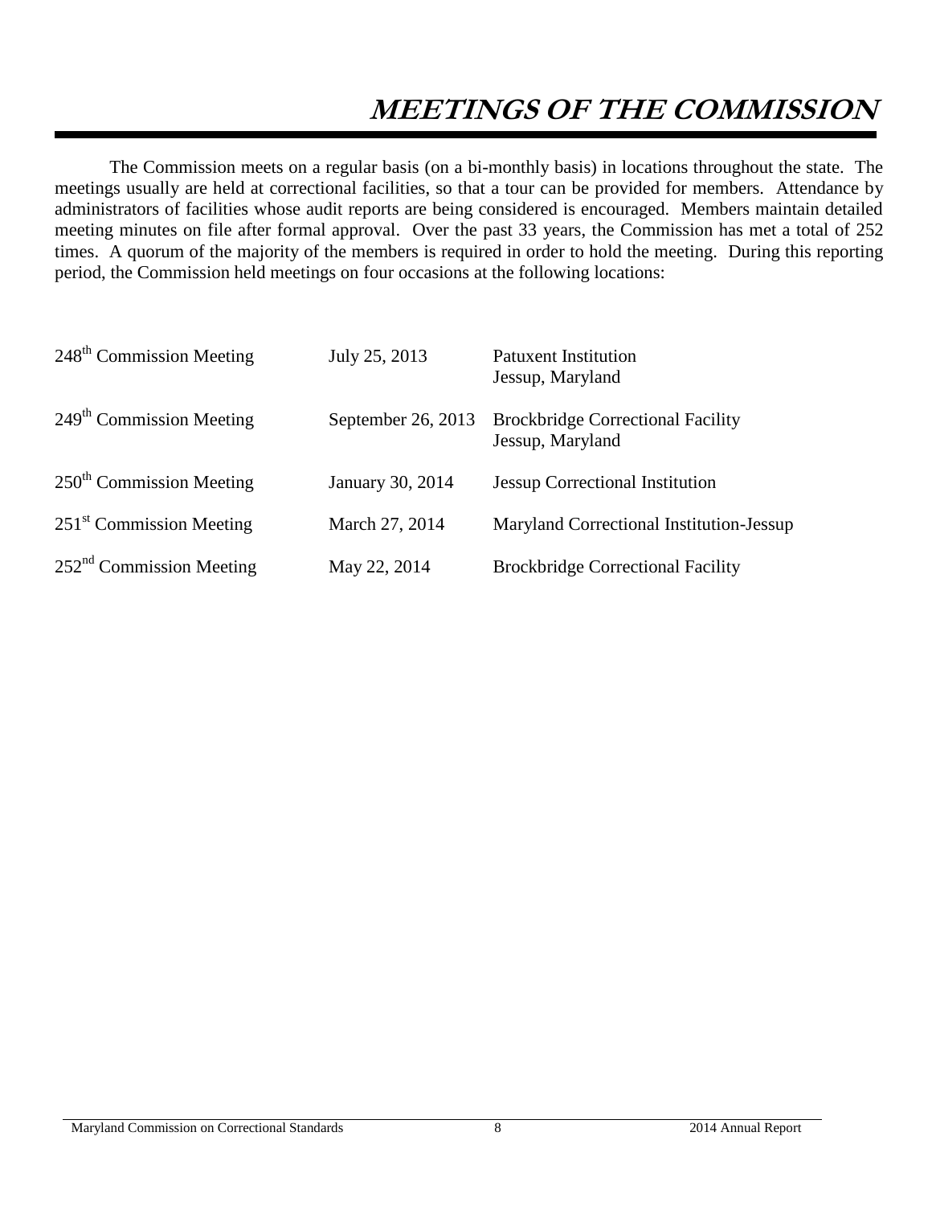# MEETINGS OF THE COMMISSION

The Commission meets on a regular basis (on a bi-monthly basis) in locations throughout the state. The meetings usually are held at correctional facilities, so that a tour can be provided for members. Attendance by administrators of facilities whose audit reports are being considered is encouraged. Members maintain detailed meeting minutes on file after formal approval. Over the past 33 years, the Commission has met a total of 252 times. A quorum of the majority of the members is required in order to hold the meeting. During this reporting period, the Commission held meetings on four occasions at the following locations:

| | | |
|---|---|---|
| 248th Commission Meeting | July 25, 2013 | Patuxent Institution<br>Jessup, Maryland |
| 249th Commission Meeting | September 26, 2013 | Brockbridge Correctional Facility<br>Jessup, Maryland |
| 250th Commission Meeting | January 30, 2014 | Jessup Correctional Institution |
| 251st Commission Meeting | March 27, 2014 | Maryland Correctional Institution-Jessup |
| 252nd Commission Meeting | May 22, 2014 | Brockbridge Correctional Facility |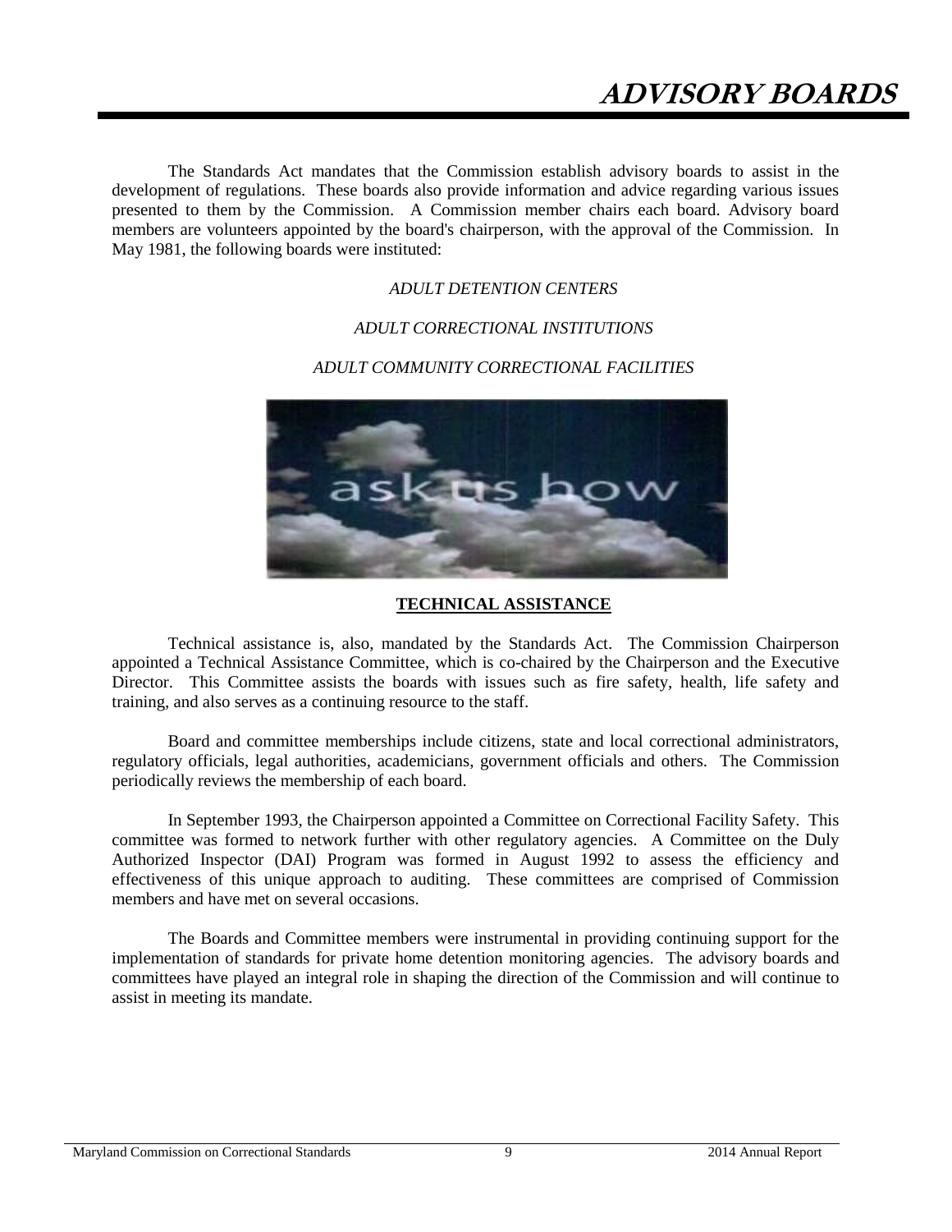# ADVISORY BOARDS

The Standards Act mandates that the Commission establish advisory boards to assist in the development of regulations. These boards also provide information and advice regarding various issues presented to them by the Commission. A Commission member chairs each board. Advisory board members are volunteers appointed by the board's chairperson, with the approval of the Commission. In May 1981, the following boards were instituted:

*ADULT DETENTION CENTERS*

*ADULT CORRECTIONAL INSTITUTIONS*

*ADULT COMMUNITY CORRECTIONAL FACILITIES*

## TECHNICAL ASSISTANCE

Technical assistance is, also, mandated by the Standards Act. The Commission Chairperson appointed a Technical Assistance Committee, which is co-chaired by the Chairperson and the Executive Director. This Committee assists the boards with issues such as fire safety, health, life safety and training, and also serves as a continuing resource to the staff.

Board and committee memberships include citizens, state and local correctional administrators, regulatory officials, legal authorities, academicians, government officials and others. The Commission periodically reviews the membership of each board.

In September 1993, the Chairperson appointed a Committee on Correctional Facility Safety. This committee was formed to network further with other regulatory agencies. A Committee on the Duly Authorized Inspector (DAI) Program was formed in August 1992 to assess the efficiency and effectiveness of this unique approach to auditing. These committees are comprised of Commission members and have met on several occasions.

The Boards and Committee members were instrumental in providing continuing support for the implementation of standards for private home detention monitoring agencies. The advisory boards and committees have played an integral role in shaping the direction of the Commission and will continue to assist in meeting its mandate.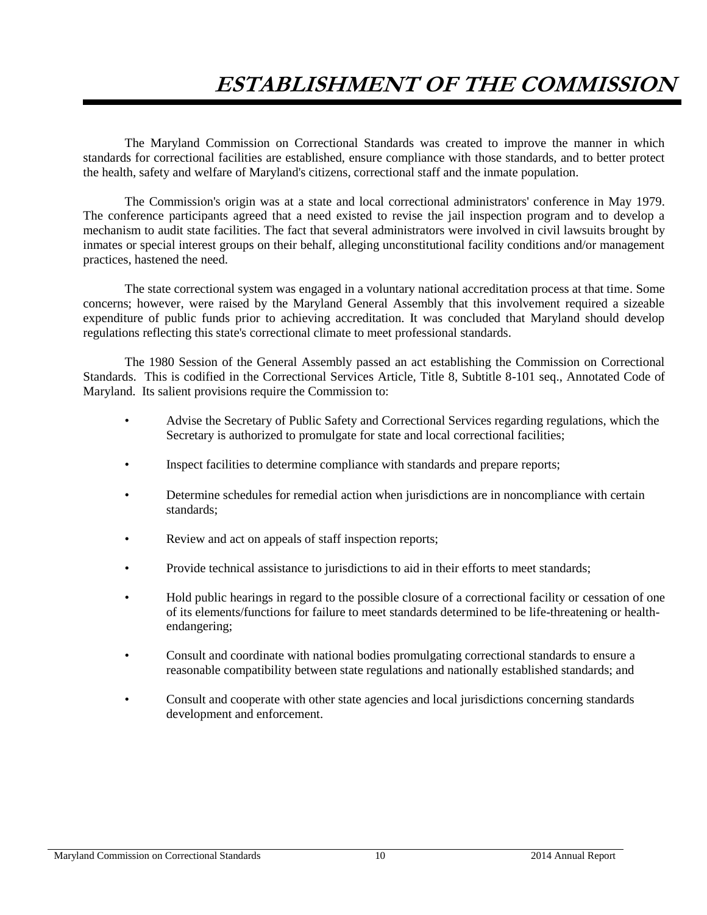# ESTABLISHMENT OF THE COMMISSION

The Maryland Commission on Correctional Standards was created to improve the manner in which standards for correctional facilities are established, ensure compliance with those standards, and to better protect the health, safety and welfare of Maryland's citizens, correctional staff and the inmate population.

The Commission's origin was at a state and local correctional administrators' conference in May 1979. The conference participants agreed that a need existed to revise the jail inspection program and to develop a mechanism to audit state facilities. The fact that several administrators were involved in civil lawsuits brought by inmates or special interest groups on their behalf, alleging unconstitutional facility conditions and/or management practices, hastened the need.

The state correctional system was engaged in a voluntary national accreditation process at that time. Some concerns; however, were raised by the Maryland General Assembly that this involvement required a sizeable expenditure of public funds prior to achieving accreditation. It was concluded that Maryland should develop regulations reflecting this state's correctional climate to meet professional standards.

The 1980 Session of the General Assembly passed an act establishing the Commission on Correctional Standards. This is codified in the Correctional Services Article, Title 8, Subtitle 8-101 seq., Annotated Code of Maryland. Its salient provisions require the Commission to:

- Advise the Secretary of Public Safety and Correctional Services regarding regulations, which the Secretary is authorized to promulgate for state and local correctional facilities;
- Inspect facilities to determine compliance with standards and prepare reports;
- Determine schedules for remedial action when jurisdictions are in noncompliance with certain standards;
- Review and act on appeals of staff inspection reports;
- Provide technical assistance to jurisdictions to aid in their efforts to meet standards;
- Hold public hearings in regard to the possible closure of a correctional facility or cessation of one of its elements/functions for failure to meet standards determined to be life-threatening or health-endangering;
- Consult and coordinate with national bodies promulgating correctional standards to ensure a reasonable compatibility between state regulations and nationally established standards; and
- Consult and cooperate with other state agencies and local jurisdictions concerning standards development and enforcement.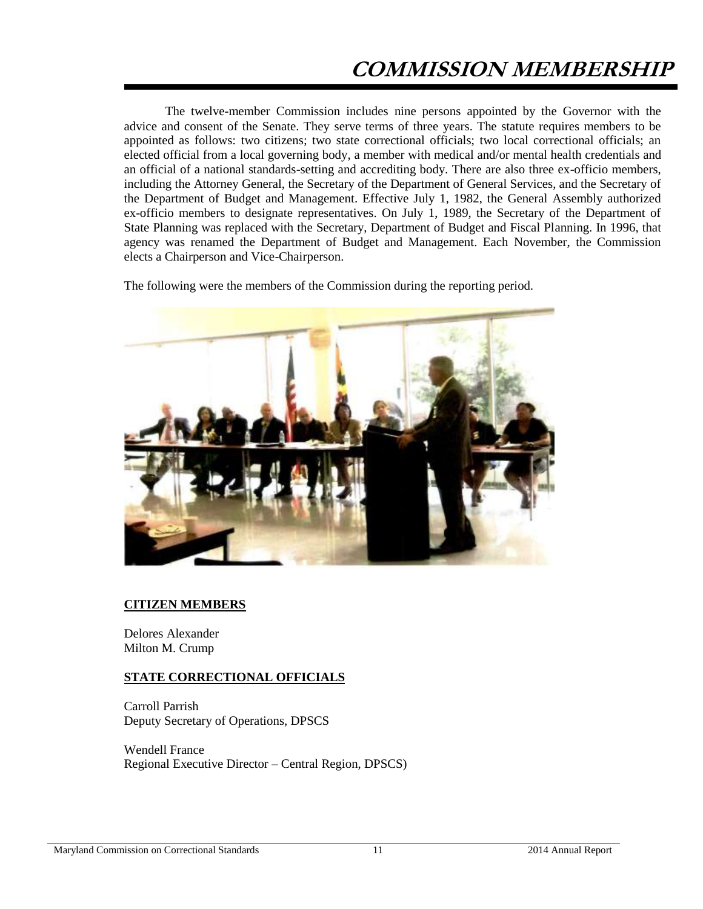# COMMISSION MEMBERSHIP

The twelve-member Commission includes nine persons appointed by the Governor with the advice and consent of the Senate. They serve terms of three years. The statute requires members to be appointed as follows: two citizens; two state correctional officials; two local correctional officials; an elected official from a local governing body, a member with medical and/or mental health credentials and an official of a national standards-setting and accrediting body. There are also three ex-officio members, including the Attorney General, the Secretary of the Department of General Services, and the Secretary of the Department of Budget and Management. Effective July 1, 1982, the General Assembly authorized ex-officio members to designate representatives. On July 1, 1989, the Secretary of the Department of State Planning was replaced with the Secretary, Department of Budget and Fiscal Planning. In 1996, that agency was renamed the Department of Budget and Management. Each November, the Commission elects a Chairperson and Vice-Chairperson.

The following were the members of the Commission during the reporting period.

**CITIZEN MEMBERS**

Delores Alexander
Milton M. Crump

**STATE CORRECTIONAL OFFICIALS**

Carroll Parrish
Deputy Secretary of Operations, DPSCS

Wendell France
Regional Executive Director – Central Region, DPSCS)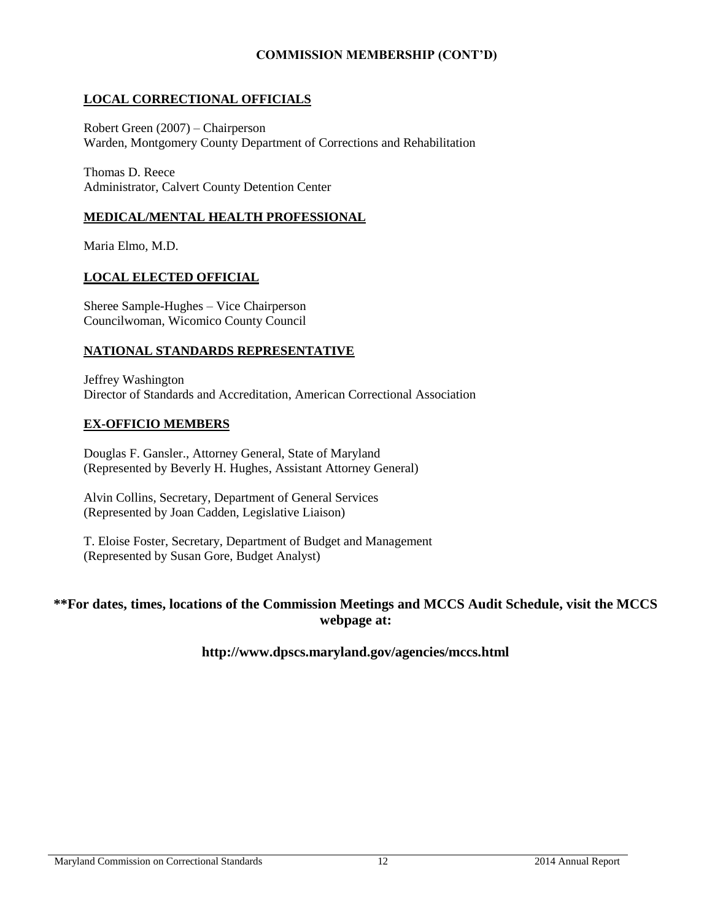## COMMISSION MEMBERSHIP (CONT'D)

### LOCAL CORRECTIONAL OFFICIALS

Robert Green (2007) – Chairperson
Warden, Montgomery County Department of Corrections and Rehabilitation

Thomas D. Reece
Administrator, Calvert County Detention Center

### MEDICAL/MENTAL HEALTH PROFESSIONAL

Maria Elmo, M.D.

### LOCAL ELECTED OFFICIAL

Sheree Sample-Hughes – Vice Chairperson
Councilwoman, Wicomico County Council

### NATIONAL STANDARDS REPRESENTATIVE

Jeffrey Washington
Director of Standards and Accreditation, American Correctional Association

### EX-OFFICIO MEMBERS

Douglas F. Gansler., Attorney General, State of Maryland
(Represented by Beverly H. Hughes, Assistant Attorney General)

Alvin Collins, Secretary, Department of General Services
(Represented by Joan Cadden, Legislative Liaison)

T. Eloise Foster, Secretary, Department of Budget and Management
(Represented by Susan Gore, Budget Analyst)

**\*\*For dates, times, locations of the Commission Meetings and MCCS Audit Schedule, visit the MCCS webpage at:**

**http://www.dpscs.maryland.gov/agencies/mccs.html**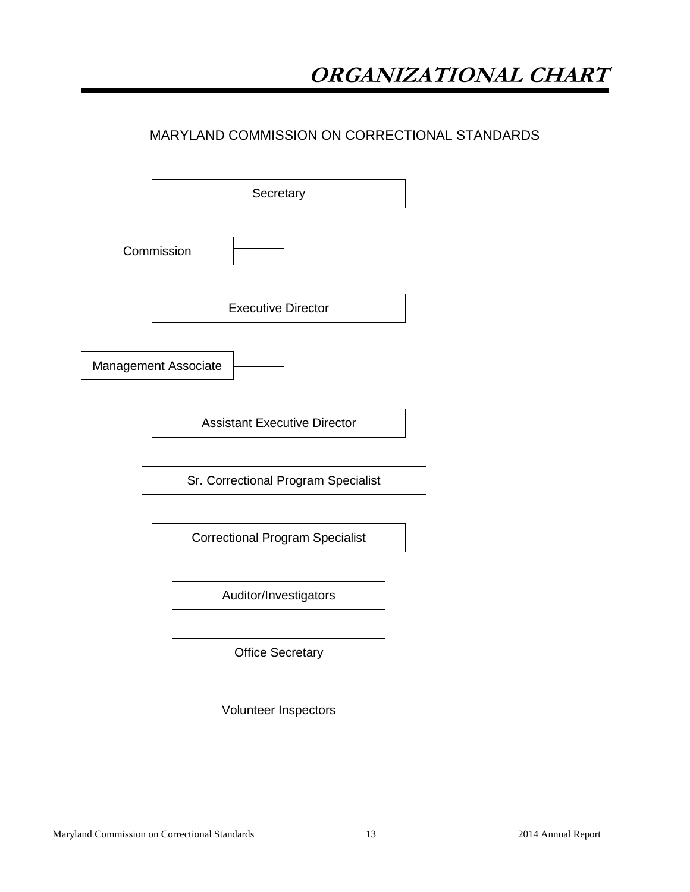# ORGANIZATIONAL CHART

## MARYLAND COMMISSION ON CORRECTIONAL STANDARDS

- Secretary
  - Commission
- Executive Director
  - Management Associate
- Assistant Executive Director
- Sr. Correctional Program Specialist
- Correctional Program Specialist
- Auditor/Investigators
- Office Secretary
- Volunteer Inspectors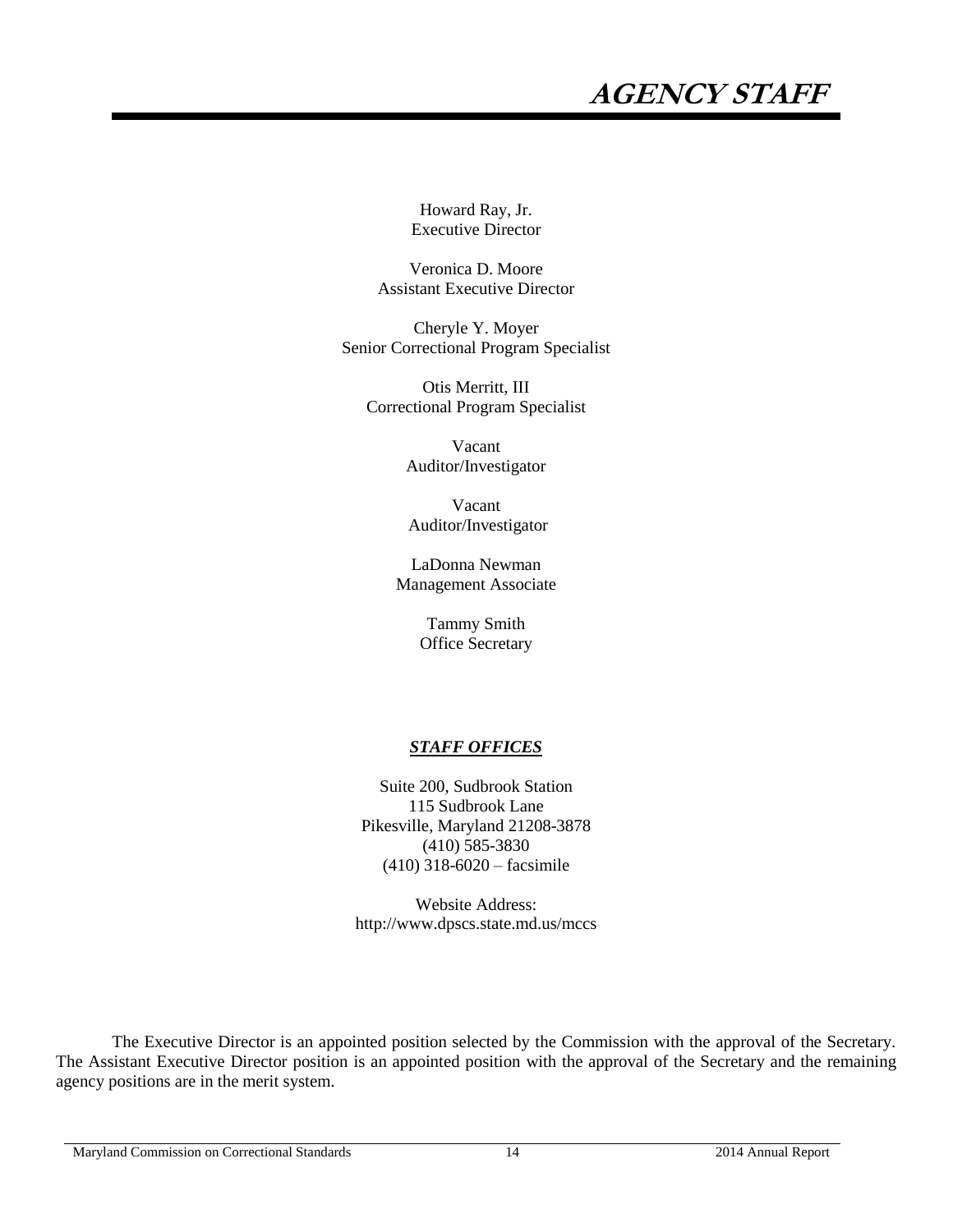# AGENCY STAFF

Howard Ray, Jr.
Executive Director

Veronica D. Moore
Assistant Executive Director

Cheryle Y. Moyer
Senior Correctional Program Specialist

Otis Merritt, III
Correctional Program Specialist

Vacant
Auditor/Investigator

Vacant
Auditor/Investigator

LaDonna Newman
Management Associate

Tammy Smith
Office Secretary

***STAFF OFFICES***

Suite 200, Sudbrook Station
115 Sudbrook Lane
Pikesville, Maryland 21208-3878
(410) 585-3830
(410) 318-6020 – facsimile

Website Address:
http://www.dpscs.state.md.us/mccs

The Executive Director is an appointed position selected by the Commission with the approval of the Secretary. The Assistant Executive Director position is an appointed position with the approval of the Secretary and the remaining agency positions are in the merit system.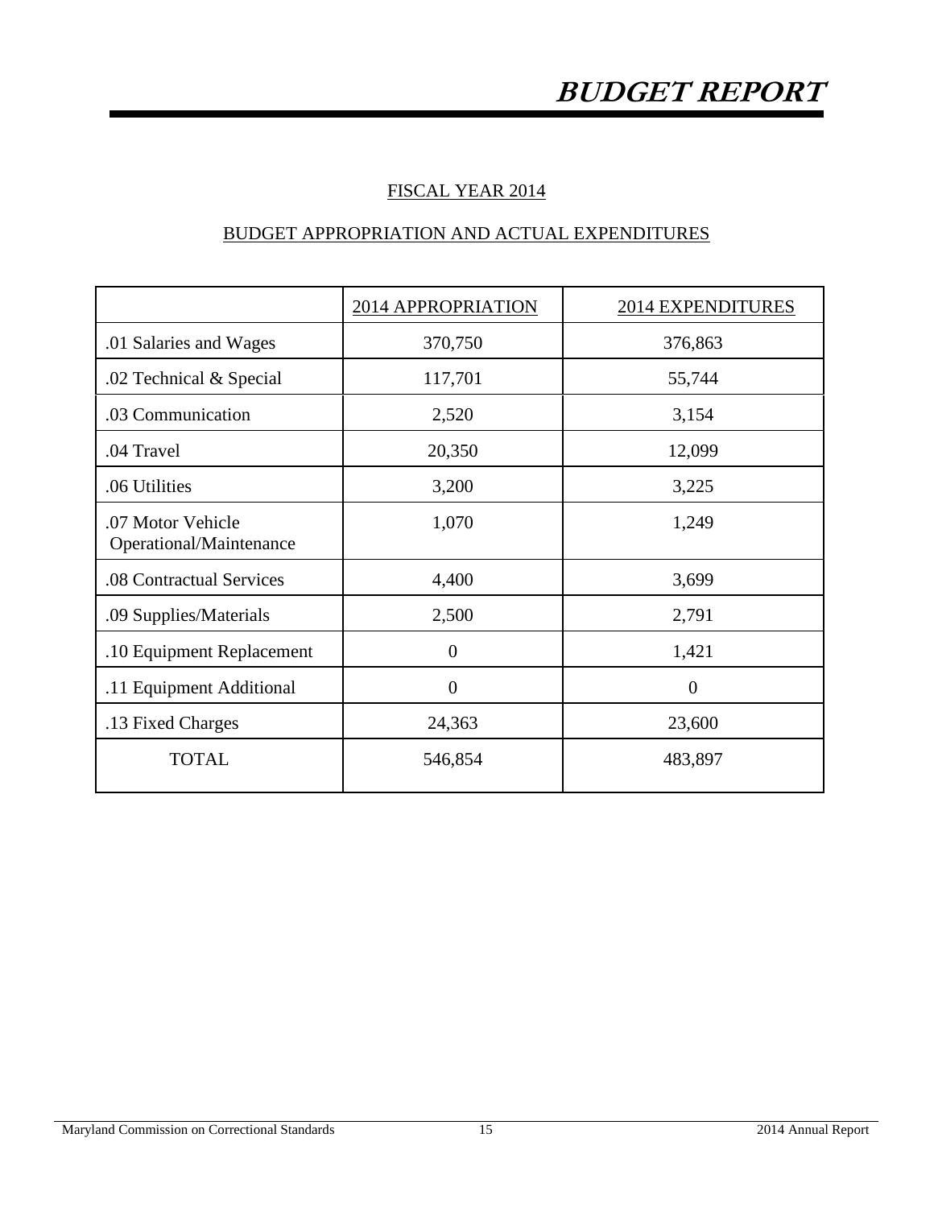# BUDGET REPORT

FISCAL YEAR 2014

BUDGET APPROPRIATION AND ACTUAL EXPENDITURES

| | 2014 APPROPRIATION | 2014 EXPENDITURES |
|---|---|---|
| .01 Salaries and Wages | 370,750 | 376,863 |
| .02 Technical & Special | 117,701 | 55,744 |
| .03 Communication | 2,520 | 3,154 |
| .04 Travel | 20,350 | 12,099 |
| .06 Utilities | 3,200 | 3,225 |
| .07 Motor Vehicle Operational/Maintenance | 1,070 | 1,249 |
| .08 Contractual Services | 4,400 | 3,699 |
| .09 Supplies/Materials | 2,500 | 2,791 |
| .10 Equipment Replacement | 0 | 1,421 |
| .11 Equipment Additional | 0 | 0 |
| .13 Fixed Charges | 24,363 | 23,600 |
| TOTAL | 546,854 | 483,897 |